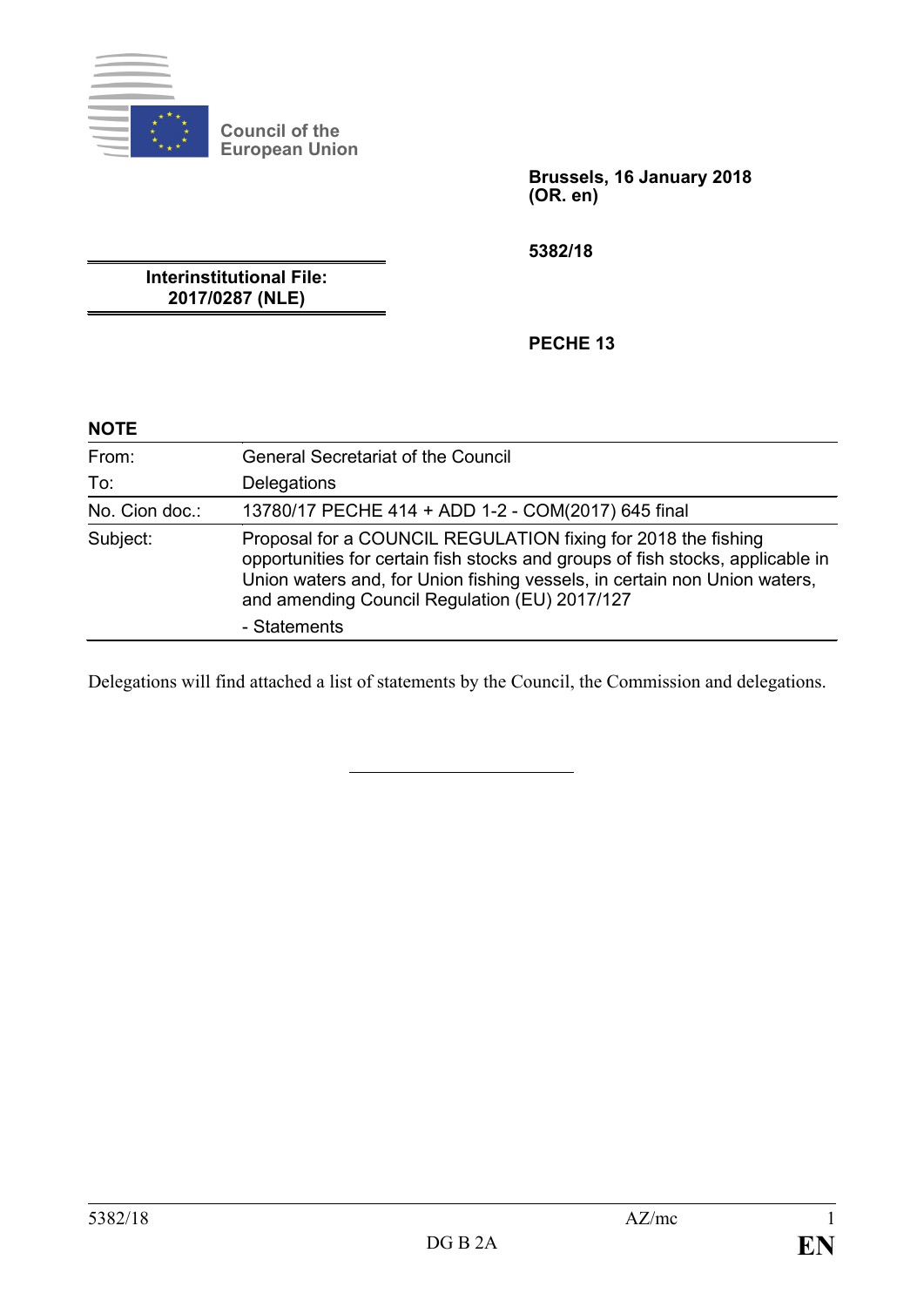Council of the European Union

**Brussels, 16 January 2018**
**(OR. en)**

**5382/18**

**Interinstitutional File:**
**2017/0287 (NLE)**

**PECHE 13**

**NOTE**

| | |
|---|---|
| From: | General Secretariat of the Council |
| To: | Delegations |
| No. Cion doc.: | 13780/17 PECHE 414 + ADD 1-2 - COM(2017) 645 final |
| Subject: | Proposal for a COUNCIL REGULATION fixing for 2018 the fishing opportunities for certain fish stocks and groups of fish stocks, applicable in Union waters and, for Union fishing vessels, in certain non Union waters, and amending Council Regulation (EU) 2017/127<br>- Statements |

Delegations will find attached a list of statements by the Council, the Commission and delegations.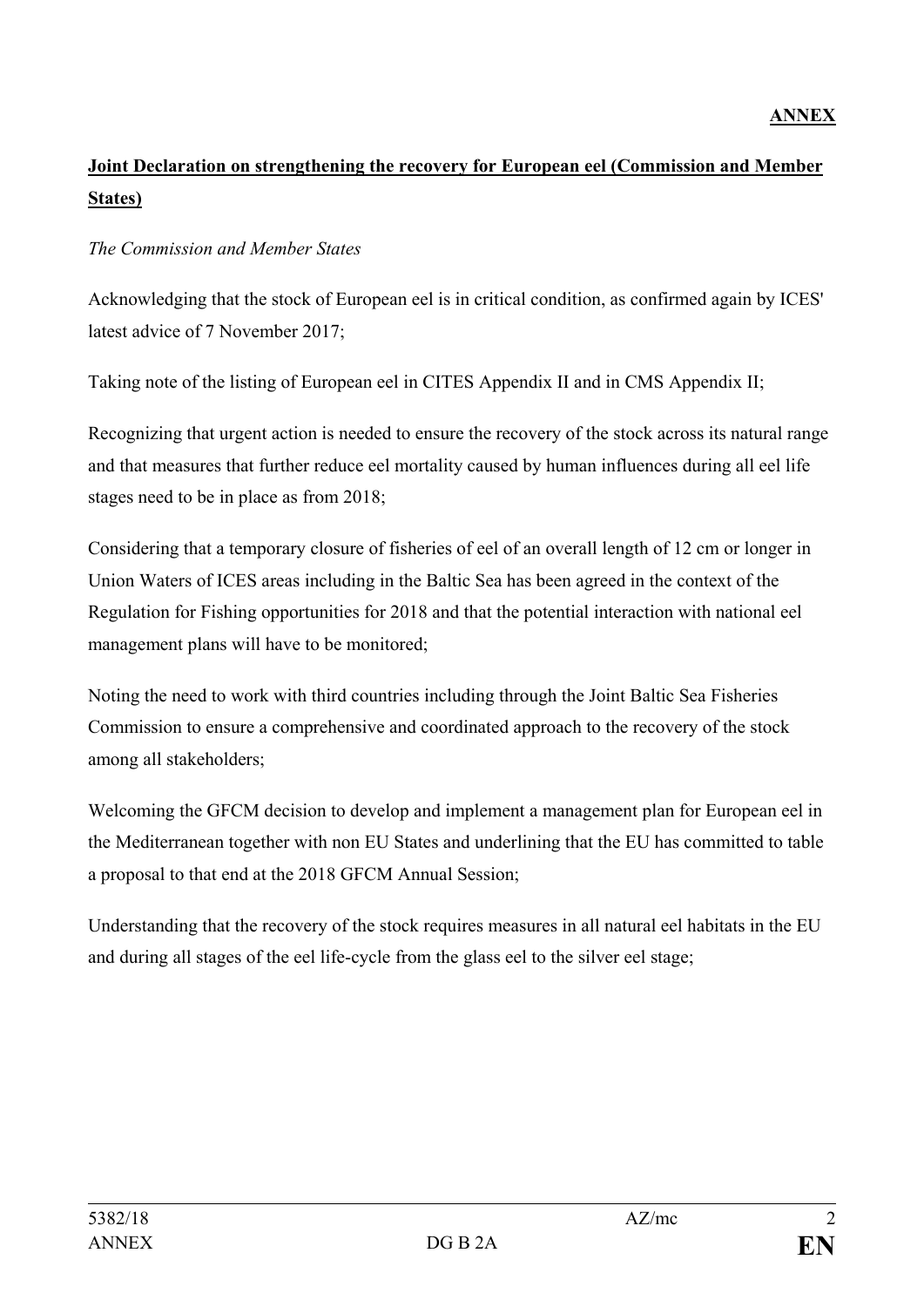**ANNEX**

**Joint Declaration on strengthening the recovery for European eel (Commission and Member States)**

*The Commission and Member States*

Acknowledging that the stock of European eel is in critical condition, as confirmed again by ICES' latest advice of 7 November 2017;

Taking note of the listing of European eel in CITES Appendix II and in CMS Appendix II;

Recognizing that urgent action is needed to ensure the recovery of the stock across its natural range and that measures that further reduce eel mortality caused by human influences during all eel life stages need to be in place as from 2018;

Considering that a temporary closure of fisheries of eel of an overall length of 12 cm or longer in Union Waters of ICES areas including in the Baltic Sea has been agreed in the context of the Regulation for Fishing opportunities for 2018 and that the potential interaction with national eel management plans will have to be monitored;

Noting the need to work with third countries including through the Joint Baltic Sea Fisheries Commission to ensure a comprehensive and coordinated approach to the recovery of the stock among all stakeholders;

Welcoming the GFCM decision to develop and implement a management plan for European eel in the Mediterranean together with non EU States and underlining that the EU has committed to table a proposal to that end at the 2018 GFCM Annual Session;

Understanding that the recovery of the stock requires measures in all natural eel habitats in the EU and during all stages of the eel life-cycle from the glass eel to the silver eel stage;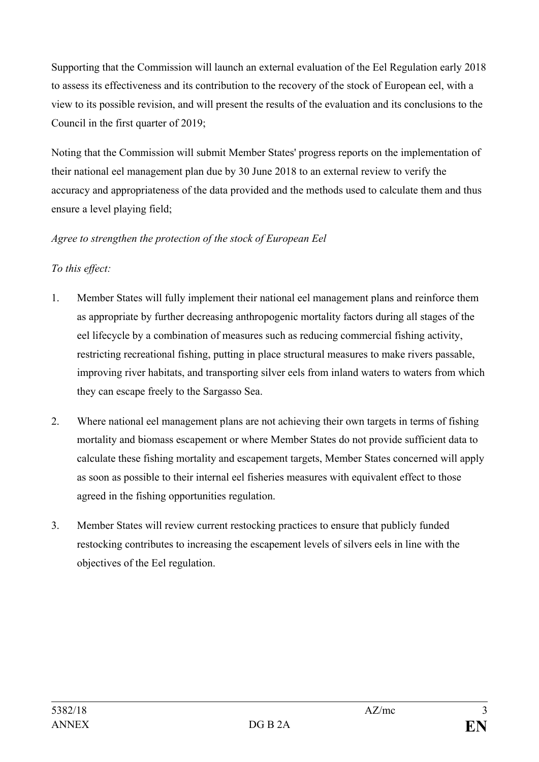Supporting that the Commission will launch an external evaluation of the Eel Regulation early 2018 to assess its effectiveness and its contribution to the recovery of the stock of European eel, with a view to its possible revision, and will present the results of the evaluation and its conclusions to the Council in the first quarter of 2019;

Noting that the Commission will submit Member States' progress reports on the implementation of their national eel management plan due by 30 June 2018 to an external review to verify the accuracy and appropriateness of the data provided and the methods used to calculate them and thus ensure a level playing field;

*Agree to strengthen the protection of the stock of European Eel*

*To this effect:*

1. Member States will fully implement their national eel management plans and reinforce them as appropriate by further decreasing anthropogenic mortality factors during all stages of the eel lifecycle by a combination of measures such as reducing commercial fishing activity, restricting recreational fishing, putting in place structural measures to make rivers passable, improving river habitats, and transporting silver eels from inland waters to waters from which they can escape freely to the Sargasso Sea.

2. Where national eel management plans are not achieving their own targets in terms of fishing mortality and biomass escapement or where Member States do not provide sufficient data to calculate these fishing mortality and escapement targets, Member States concerned will apply as soon as possible to their internal eel fisheries measures with equivalent effect to those agreed in the fishing opportunities regulation.

3. Member States will review current restocking practices to ensure that publicly funded restocking contributes to increasing the escapement levels of silvers eels in line with the objectives of the Eel regulation.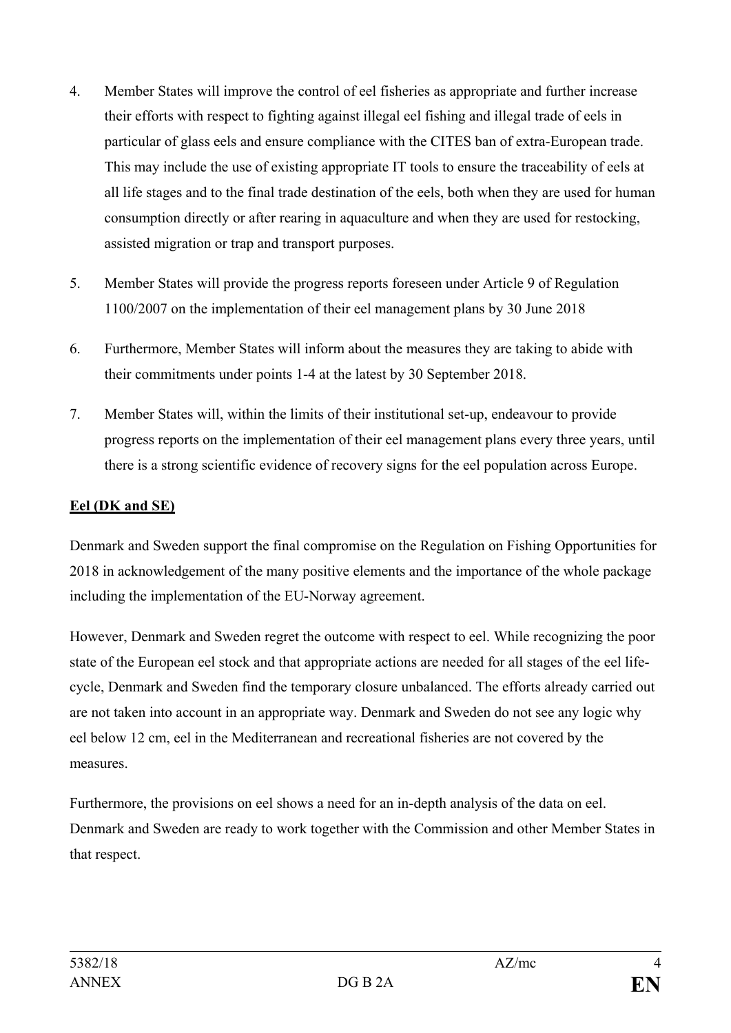4. Member States will improve the control of eel fisheries as appropriate and further increase their efforts with respect to fighting against illegal eel fishing and illegal trade of eels in particular of glass eels and ensure compliance with the CITES ban of extra-European trade. This may include the use of existing appropriate IT tools to ensure the traceability of eels at all life stages and to the final trade destination of the eels, both when they are used for human consumption directly or after rearing in aquaculture and when they are used for restocking, assisted migration or trap and transport purposes.

5. Member States will provide the progress reports foreseen under Article 9 of Regulation 1100/2007 on the implementation of their eel management plans by 30 June 2018

6. Furthermore, Member States will inform about the measures they are taking to abide with their commitments under points 1-4 at the latest by 30 September 2018.

7. Member States will, within the limits of their institutional set-up, endeavour to provide progress reports on the implementation of their eel management plans every three years, until there is a strong scientific evidence of recovery signs for the eel population across Europe.

**Eel (DK and SE)**

Denmark and Sweden support the final compromise on the Regulation on Fishing Opportunities for 2018 in acknowledgement of the many positive elements and the importance of the whole package including the implementation of the EU-Norway agreement.

However, Denmark and Sweden regret the outcome with respect to eel. While recognizing the poor state of the European eel stock and that appropriate actions are needed for all stages of the eel life-cycle, Denmark and Sweden find the temporary closure unbalanced. The efforts already carried out are not taken into account in an appropriate way. Denmark and Sweden do not see any logic why eel below 12 cm, eel in the Mediterranean and recreational fisheries are not covered by the measures.

Furthermore, the provisions on eel shows a need for an in-depth analysis of the data on eel. Denmark and Sweden are ready to work together with the Commission and other Member States in that respect.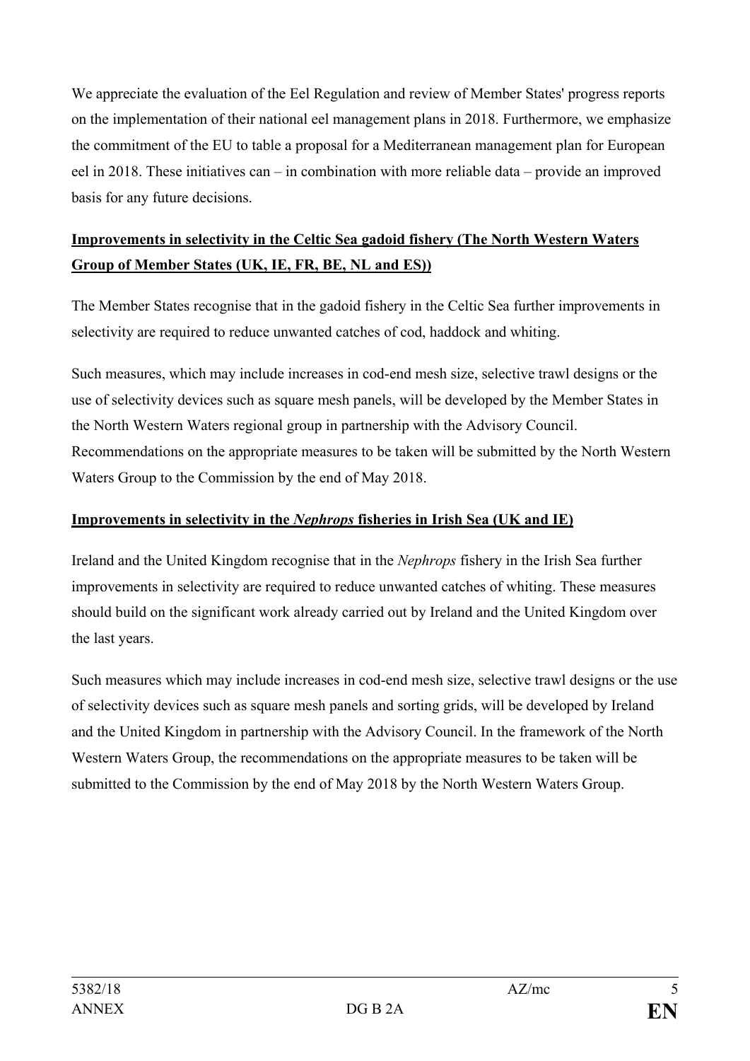We appreciate the evaluation of the Eel Regulation and review of Member States' progress reports on the implementation of their national eel management plans in 2018. Furthermore, we emphasize the commitment of the EU to table a proposal for a Mediterranean management plan for European eel in 2018. These initiatives can – in combination with more reliable data – provide an improved basis for any future decisions.

**Improvements in selectivity in the Celtic Sea gadoid fishery (The North Western Waters Group of Member States (UK, IE, FR, BE, NL and ES))**

The Member States recognise that in the gadoid fishery in the Celtic Sea further improvements in selectivity are required to reduce unwanted catches of cod, haddock and whiting.

Such measures, which may include increases in cod-end mesh size, selective trawl designs or the use of selectivity devices such as square mesh panels, will be developed by the Member States in the North Western Waters regional group in partnership with the Advisory Council. Recommendations on the appropriate measures to be taken will be submitted by the North Western Waters Group to the Commission by the end of May 2018.

**Improvements in selectivity in the *Nephrops* fisheries in Irish Sea (UK and IE)**

Ireland and the United Kingdom recognise that in the *Nephrops* fishery in the Irish Sea further improvements in selectivity are required to reduce unwanted catches of whiting. These measures should build on the significant work already carried out by Ireland and the United Kingdom over the last years.

Such measures which may include increases in cod-end mesh size, selective trawl designs or the use of selectivity devices such as square mesh panels and sorting grids, will be developed by Ireland and the United Kingdom in partnership with the Advisory Council. In the framework of the North Western Waters Group, the recommendations on the appropriate measures to be taken will be submitted to the Commission by the end of May 2018 by the North Western Waters Group.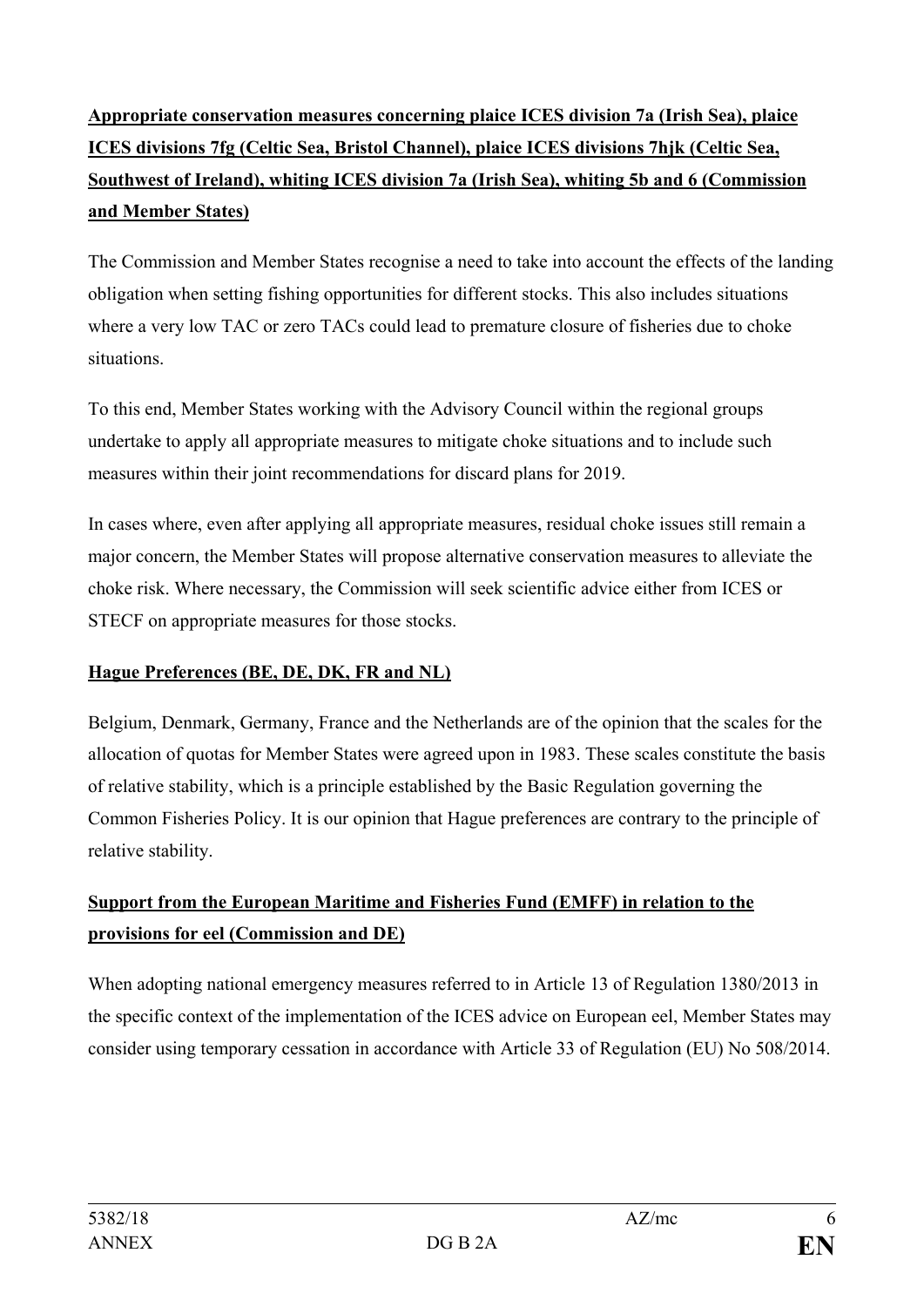**Appropriate conservation measures concerning plaice ICES division 7a (Irish Sea), plaice ICES divisions 7fg (Celtic Sea, Bristol Channel), plaice ICES divisions 7hjk (Celtic Sea, Southwest of Ireland), whiting ICES division 7a (Irish Sea), whiting 5b and 6 (Commission and Member States)**

The Commission and Member States recognise a need to take into account the effects of the landing obligation when setting fishing opportunities for different stocks. This also includes situations where a very low TAC or zero TACs could lead to premature closure of fisheries due to choke situations.

To this end, Member States working with the Advisory Council within the regional groups undertake to apply all appropriate measures to mitigate choke situations and to include such measures within their joint recommendations for discard plans for 2019.

In cases where, even after applying all appropriate measures, residual choke issues still remain a major concern, the Member States will propose alternative conservation measures to alleviate the choke risk. Where necessary, the Commission will seek scientific advice either from ICES or STECF on appropriate measures for those stocks.

**Hague Preferences (BE, DE, DK, FR and NL)**

Belgium, Denmark, Germany, France and the Netherlands are of the opinion that the scales for the allocation of quotas for Member States were agreed upon in 1983. These scales constitute the basis of relative stability, which is a principle established by the Basic Regulation governing the Common Fisheries Policy. It is our opinion that Hague preferences are contrary to the principle of relative stability.

**Support from the European Maritime and Fisheries Fund (EMFF) in relation to the provisions for eel (Commission and DE)**

When adopting national emergency measures referred to in Article 13 of Regulation 1380/2013 in the specific context of the implementation of the ICES advice on European eel, Member States may consider using temporary cessation in accordance with Article 33 of Regulation (EU) No 508/2014.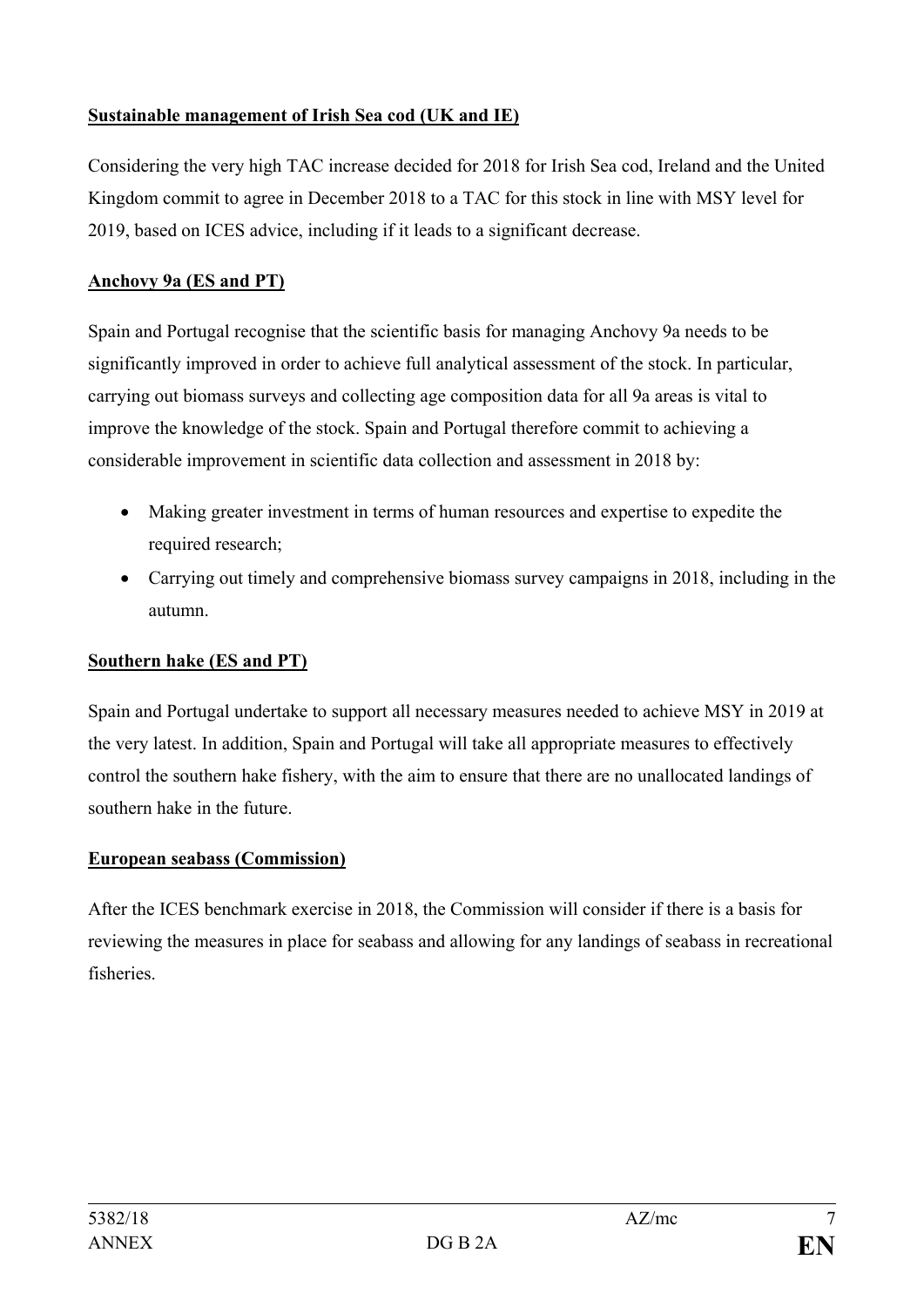**Sustainable management of Irish Sea cod (UK and IE)**

Considering the very high TAC increase decided for 2018 for Irish Sea cod, Ireland and the United Kingdom commit to agree in December 2018 to a TAC for this stock in line with MSY level for 2019, based on ICES advice, including if it leads to a significant decrease.

**Anchovy 9a (ES and PT)**

Spain and Portugal recognise that the scientific basis for managing Anchovy 9a needs to be significantly improved in order to achieve full analytical assessment of the stock. In particular, carrying out biomass surveys and collecting age composition data for all 9a areas is vital to improve the knowledge of the stock. Spain and Portugal therefore commit to achieving a considerable improvement in scientific data collection and assessment in 2018 by:

- Making greater investment in terms of human resources and expertise to expedite the required research;
- Carrying out timely and comprehensive biomass survey campaigns in 2018, including in the autumn.

**Southern hake (ES and PT)**

Spain and Portugal undertake to support all necessary measures needed to achieve MSY in 2019 at the very latest. In addition, Spain and Portugal will take all appropriate measures to effectively control the southern hake fishery, with the aim to ensure that there are no unallocated landings of southern hake in the future.

**European seabass (Commission)**

After the ICES benchmark exercise in 2018, the Commission will consider if there is a basis for reviewing the measures in place for seabass and allowing for any landings of seabass in recreational fisheries.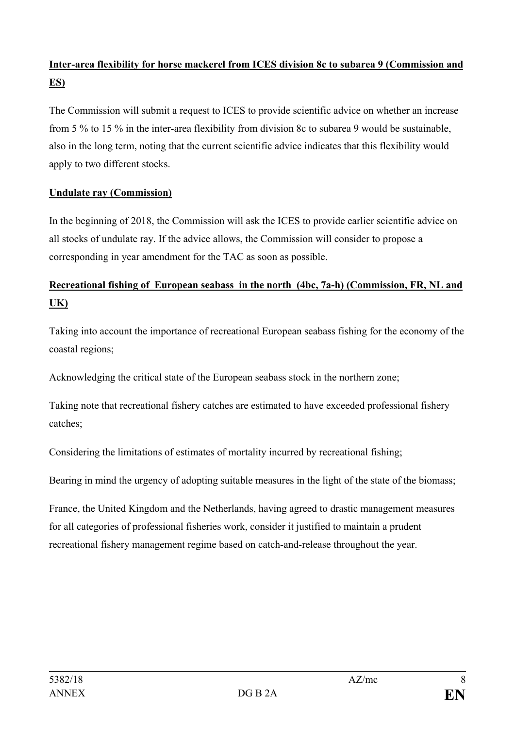**Inter-area flexibility for horse mackerel from ICES division 8c to subarea 9 (Commission and ES)**

The Commission will submit a request to ICES to provide scientific advice on whether an increase from 5 % to 15 % in the inter-area flexibility from division 8c to subarea 9 would be sustainable, also in the long term, noting that the current scientific advice indicates that this flexibility would apply to two different stocks.

**Undulate ray (Commission)**

In the beginning of 2018, the Commission will ask the ICES to provide earlier scientific advice on all stocks of undulate ray. If the advice allows, the Commission will consider to propose a corresponding in year amendment for the TAC as soon as possible.

**Recreational fishing of European seabass in the north (4bc, 7a-h) (Commission, FR, NL and UK)**

Taking into account the importance of recreational European seabass fishing for the economy of the coastal regions;

Acknowledging the critical state of the European seabass stock in the northern zone;

Taking note that recreational fishery catches are estimated to have exceeded professional fishery catches;

Considering the limitations of estimates of mortality incurred by recreational fishing;

Bearing in mind the urgency of adopting suitable measures in the light of the state of the biomass;

France, the United Kingdom and the Netherlands, having agreed to drastic management measures for all categories of professional fisheries work, consider it justified to maintain a prudent recreational fishery management regime based on catch-and-release throughout the year.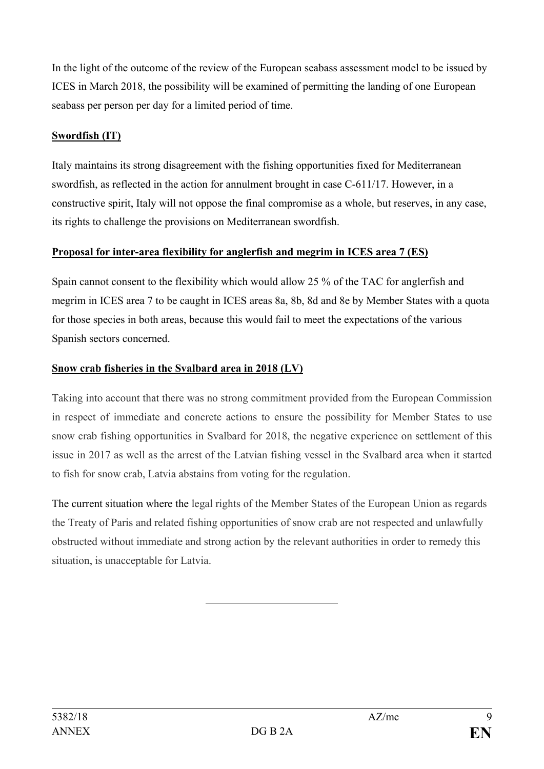In the light of the outcome of the review of the European seabass assessment model to be issued by ICES in March 2018, the possibility will be examined of permitting the landing of one European seabass per person per day for a limited period of time.

**Swordfish (IT)**

Italy maintains its strong disagreement with the fishing opportunities fixed for Mediterranean swordfish, as reflected in the action for annulment brought in case C-611/17. However, in a constructive spirit, Italy will not oppose the final compromise as a whole, but reserves, in any case, its rights to challenge the provisions on Mediterranean swordfish.

**Proposal for inter-area flexibility for anglerfish and megrim in ICES area 7 (ES)**

Spain cannot consent to the flexibility which would allow 25 % of the TAC for anglerfish and megrim in ICES area 7 to be caught in ICES areas 8a, 8b, 8d and 8e by Member States with a quota for those species in both areas, because this would fail to meet the expectations of the various Spanish sectors concerned.

**Snow crab fisheries in the Svalbard area in 2018 (LV)**

Taking into account that there was no strong commitment provided from the European Commission in respect of immediate and concrete actions to ensure the possibility for Member States to use snow crab fishing opportunities in Svalbard for 2018, the negative experience on settlement of this issue in 2017 as well as the arrest of the Latvian fishing vessel in the Svalbard area when it started to fish for snow crab, Latvia abstains from voting for the regulation.

The current situation where the legal rights of the Member States of the European Union as regards the Treaty of Paris and related fishing opportunities of snow crab are not respected and unlawfully obstructed without immediate and strong action by the relevant authorities in order to remedy this situation, is unacceptable for Latvia.